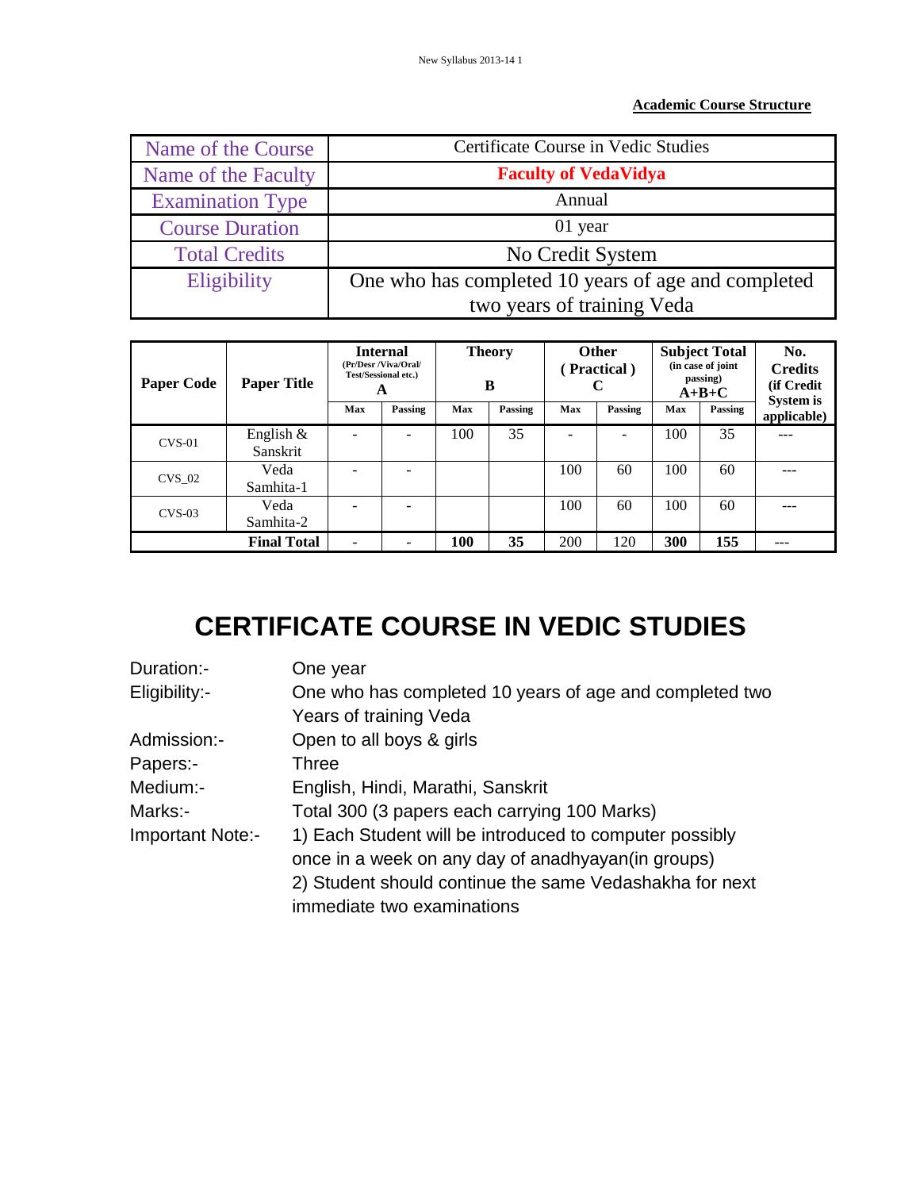**Academic Course Structure**

| Name of the Course | Certificate Course in Vedic Studies |
|---|---|
| Name of the Faculty | **Faculty of VedaVidya** |
| Examination Type | Annual |
| Course Duration | 01 year |
| Total Credits | No Credit System |
| Eligibility | One who has completed 10 years of age and completed two years of training Veda |

| Paper Code | Paper Title | Internal (Pr/Desr /Viva/Oral/ Test/Sessional etc.) A | | Theory B | | Other ( Practical ) C | | Subject Total (in case of joint passing) A+B+C | | No. Credits (if Credit System is applicable) |
|---|---|---|---|---|---|---|---|---|---|---|
| | | Max | Passing | Max | Passing | Max | Passing | Max | Passing | |
| CVS-01 | English & Sanskrit | - | - | 100 | 35 | - | - | 100 | 35 | --- |
| CVS_02 | Veda Samhita-1 | - | - | | | 100 | 60 | 100 | 60 | --- |
| CVS-03 | Veda Samhita-2 | - | - | | | 100 | 60 | 100 | 60 | --- |
| | **Final Total** | - | - | **100** | **35** | 200 | 120 | **300** | **155** | --- |

# CERTIFICATE COURSE IN VEDIC STUDIES

| | |
|---|---|
| Duration:- | One year |
| Eligibility:- | One who has completed 10 years of age and completed two Years of training Veda |
| Admission:- | Open to all boys & girls |
| Papers:- | Three |
| Medium:- | English, Hindi, Marathi, Sanskrit |
| Marks:- | Total 300 (3 papers each carrying 100 Marks) |
| Important Note:- | 1) Each Student will be introduced to computer possibly once in a week on any day of anadhyayan(in groups)<br>2) Student should continue the same Vedashakha for next immediate two examinations |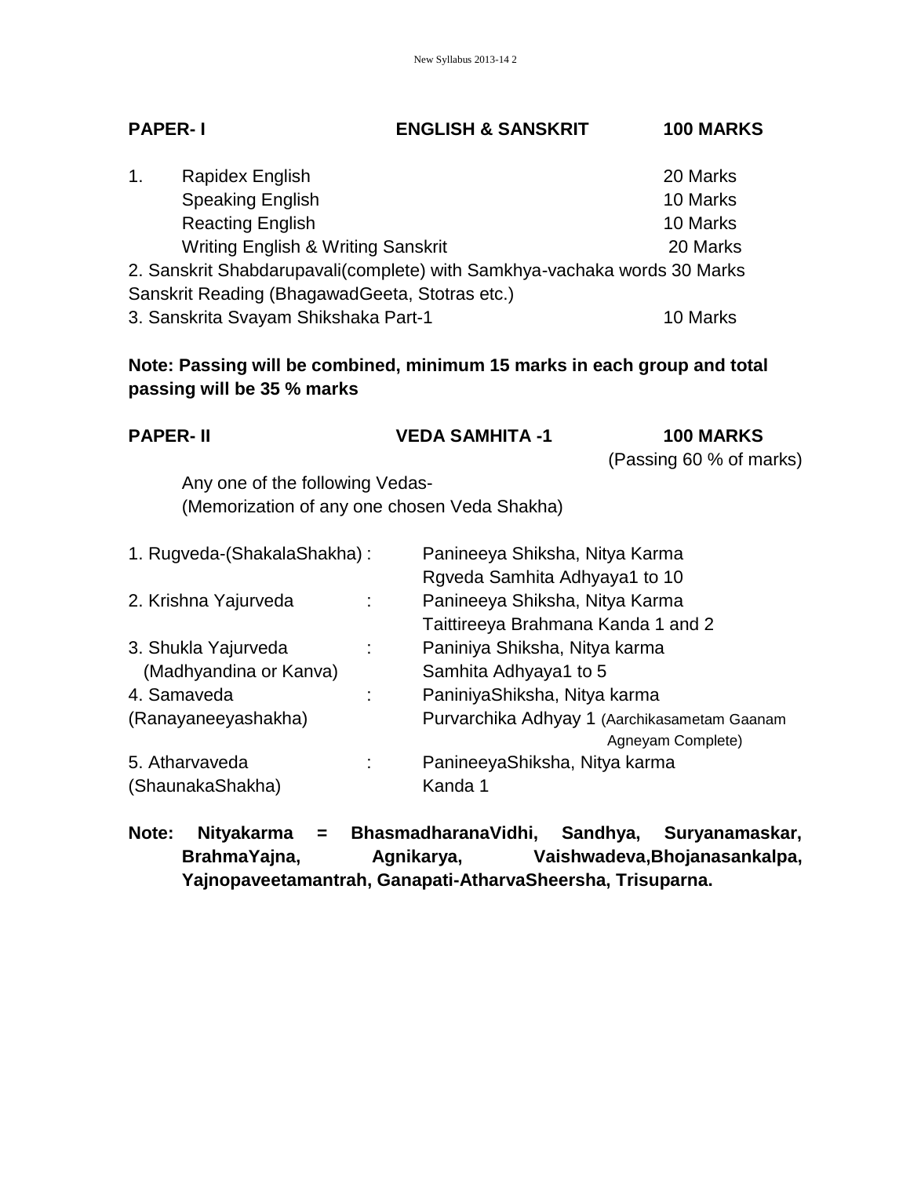| PAPER- I | ENGLISH & SANSKRIT | 100 MARKS |
|---|---|---|

1. Rapidex English — 20 Marks
   Speaking English — 10 Marks
   Reacting English — 10 Marks
   Writing English & Writing Sanskrit — 20 Marks

2. Sanskrit Shabdarupavali(complete) with Samkhya-vachaka words 30 Marks
Sanskrit Reading (BhagawadGeeta, Stotras etc.)

3. Sanskrita Svayam Shikshaka Part-1 — 10 Marks

**Note: Passing will be combined, minimum 15 marks in each group and total passing will be 35 % marks**

| PAPER- II | VEDA SAMHITA -1 | 100 MARKS (Passing 60 % of marks) |
|---|---|---|

Any one of the following Vedas-
(Memorization of any one chosen Veda Shakha)

| | | |
|---|---|---|
| 1. Rugveda-(ShakalaShakha) | : | Panineeya Shiksha, Nitya Karma<br>Rgveda Samhita Adhyaya1 to 10 |
| 2. Krishna Yajurveda | : | Panineeya Shiksha, Nitya Karma<br>Taittireeya Brahmana Kanda 1 and 2 |
| 3. Shukla Yajurveda (Madhyandina or Kanva) | : | Paniniya Shiksha, Nitya karma<br>Samhita Adhyaya1 to 5 |
| 4. Samaveda (Ranayaneeyashakha) | : | PaniniyaShiksha, Nitya karma<br>Purvarchika Adhyay 1 (Aarchikasametam Gaanam Agneyam Complete) |
| 5. Atharvaveda (ShaunakaShakha) | : | PanineeyaShiksha, Nitya karma<br>Kanda 1 |

**Note: Nityakarma = BhasmadharanaVidhi, Sandhya, Suryanamaskar, BrahmaYajna, Agnikarya, Vaishwadeva,Bhojanasankalpa, Yajnopaveetamantrah, Ganapati-AtharvaSheersha, Trisuparna.**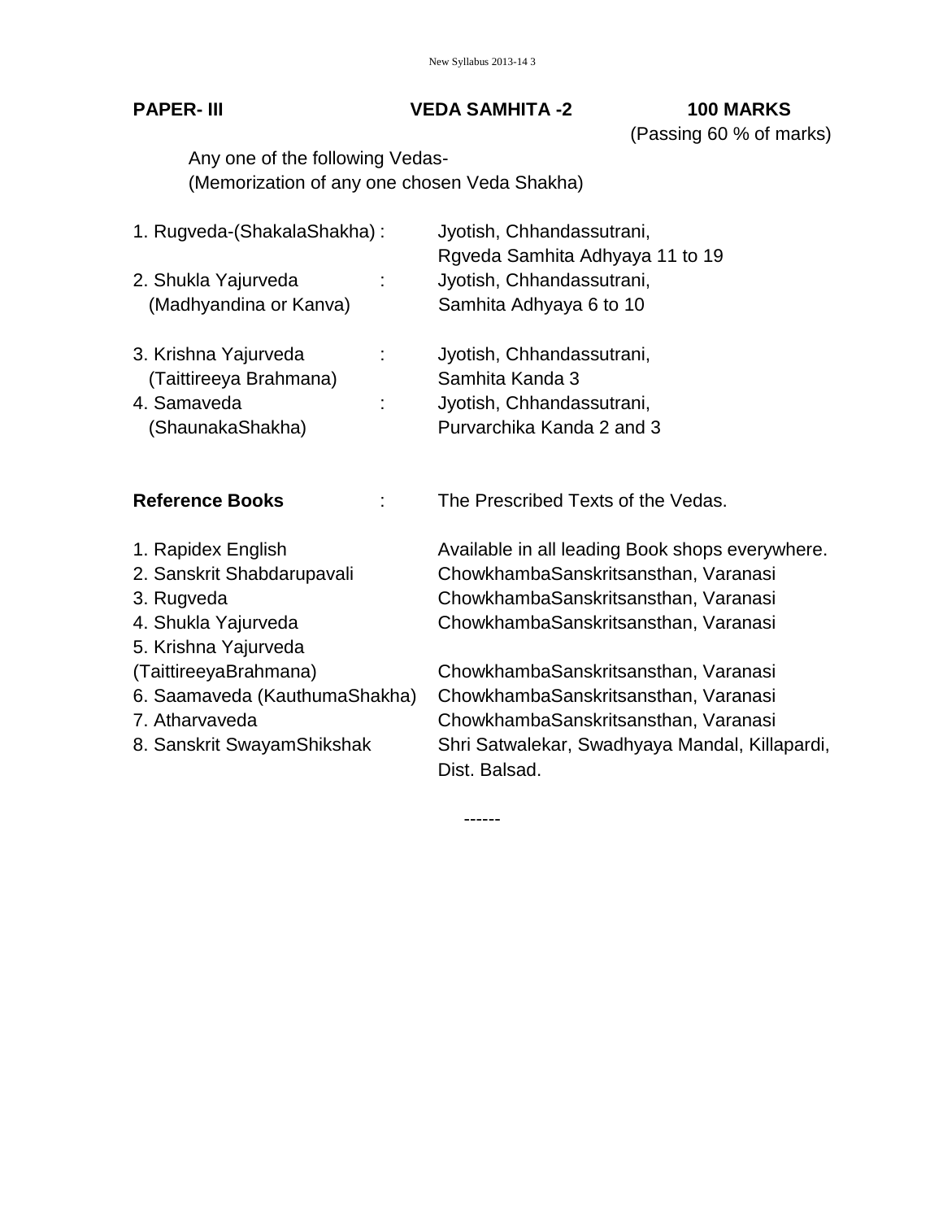**PAPER- III** **VEDA SAMHITA -2** **100 MARKS**

(Passing 60 % of marks)

Any one of the following Vedas-
(Memorization of any one chosen Veda Shakha)

| | | |
|---|---|---|
| 1. Rugveda-(ShakalaShakha) | : | Jyotish, Chhandassutrani, Rgveda Samhita Adhyaya 11 to 19 |
| 2. Shukla Yajurveda (Madhyandina or Kanva) | : | Jyotish, Chhandassutrani, Samhita Adhyaya 6 to 10 |
| 3. Krishna Yajurveda (Taittireeya Brahmana) | : | Jyotish, Chhandassutrani, Samhita Kanda 3 |
| 4. Samaveda (ShaunakaShakha) | : | Jyotish, Chhandassutrani, Purvarchika Kanda 2 and 3 |

**Reference Books** : The Prescribed Texts of the Vedas.

| | |
|---|---|
| 1. Rapidex English | Available in all leading Book shops everywhere. |
| 2. Sanskrit Shabdarupavali | ChowkhambaSanskritsansthan, Varanasi |
| 3. Rugveda | ChowkhambaSanskritsansthan, Varanasi |
| 4. Shukla Yajurveda | ChowkhambaSanskritsansthan, Varanasi |
| 5. Krishna Yajurveda (TaittireeyaBrahmana) | ChowkhambaSanskritsansthan, Varanasi |
| 6. Saamaveda (KauthumaShakha) | ChowkhambaSanskritsansthan, Varanasi |
| 7. Atharvaveda | ChowkhambaSanskritsansthan, Varanasi |
| 8. Sanskrit SwayamShikshak | Shri Satwalekar, Swadhyaya Mandal, Killapardi, Dist. Balsad. |

------